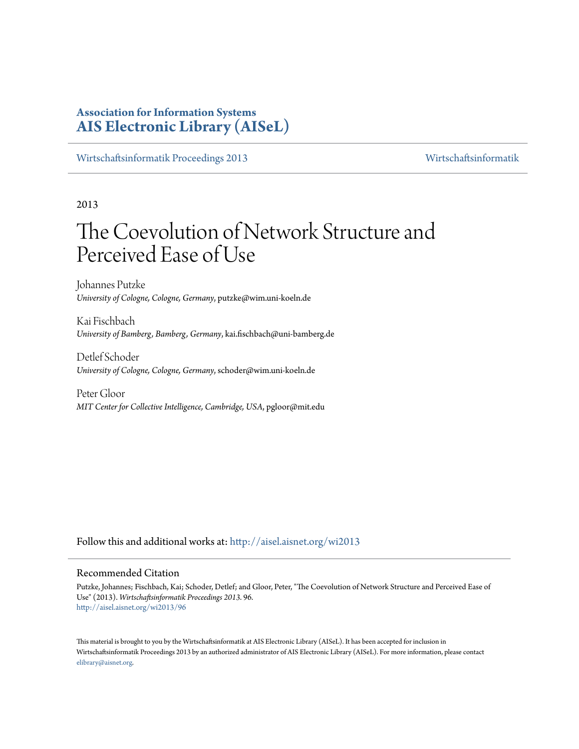**Association for Information Systems**
**AIS Electronic Library (AISeL)**

Wirtschaftsinformatik Proceedings 2013 | Wirtschaftsinformatik

2013

# The Coevolution of Network Structure and Perceived Ease of Use

Johannes Putzke
*University of Cologne, Cologne, Germany*, putzke@wim.uni-koeln.de

Kai Fischbach
*University of Bamberg, Bamberg, Germany*, kai.fischbach@uni-bamberg.de

Detlef Schoder
*University of Cologne, Cologne, Germany*, schoder@wim.uni-koeln.de

Peter Gloor
*MIT Center for Collective Intelligence, Cambridge, USA*, pgloor@mit.edu

Follow this and additional works at: http://aisel.aisnet.org/wi2013

## Recommended Citation

Putzke, Johannes; Fischbach, Kai; Schoder, Detlef; and Gloor, Peter, "The Coevolution of Network Structure and Perceived Ease of Use" (2013). *Wirtschaftsinformatik Proceedings 2013*. 96.
http://aisel.aisnet.org/wi2013/96

This material is brought to you by the Wirtschaftsinformatik at AIS Electronic Library (AISeL). It has been accepted for inclusion in Wirtschaftsinformatik Proceedings 2013 by an authorized administrator of AIS Electronic Library (AISeL). For more information, please contact elibrary@aisnet.org.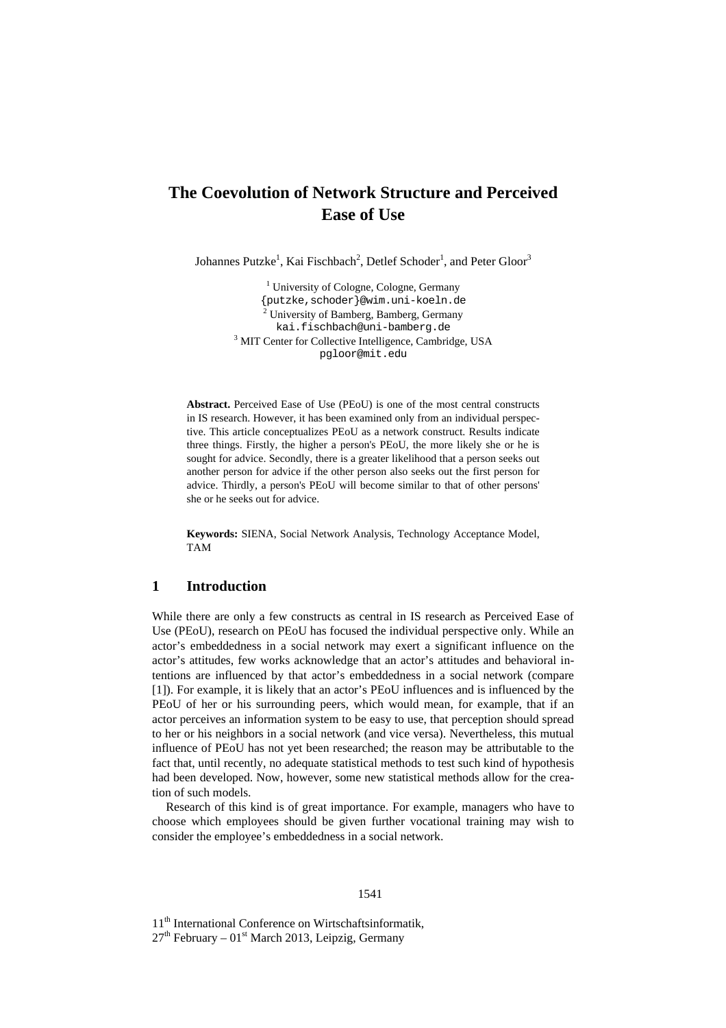# The Coevolution of Network Structure and Perceived Ease of Use

Johannes Putzke[1], Kai Fischbach[2], Detlef Schoder[1], and Peter Gloor[3]

[1] University of Cologne, Cologne, Germany
{putzke,schoder}@wim.uni-koeln.de
[2] University of Bamberg, Bamberg, Germany
kai.fischbach@uni-bamberg.de
[3] MIT Center for Collective Intelligence, Cambridge, USA
pgloor@mit.edu

**Abstract.** Perceived Ease of Use (PEoU) is one of the most central constructs in IS research. However, it has been examined only from an individual perspective. This article conceptualizes PEoU as a network construct. Results indicate three things. Firstly, the higher a person's PEoU, the more likely she or he is sought for advice. Secondly, there is a greater likelihood that a person seeks out another person for advice if the other person also seeks out the first person for advice. Thirdly, a person's PEoU will become similar to that of other persons' she or he seeks out for advice.

**Keywords:** SIENA, Social Network Analysis, Technology Acceptance Model, TAM

## 1 Introduction

While there are only a few constructs as central in IS research as Perceived Ease of Use (PEoU), research on PEoU has focused the individual perspective only. While an actor's embeddedness in a social network may exert a significant influence on the actor's attitudes, few works acknowledge that an actor's attitudes and behavioral intentions are influenced by that actor's embeddedness in a social network (compare [1]). For example, it is likely that an actor's PEoU influences and is influenced by the PEoU of her or his surrounding peers, which would mean, for example, that if an actor perceives an information system to be easy to use, that perception should spread to her or his neighbors in a social network (and vice versa). Nevertheless, this mutual influence of PEoU has not yet been researched; the reason may be attributable to the fact that, until recently, no adequate statistical methods to test such kind of hypothesis had been developed. Now, however, some new statistical methods allow for the creation of such models.

Research of this kind is of great importance. For example, managers who have to choose which employees should be given further vocational training may wish to consider the employee's embeddedness in a social network.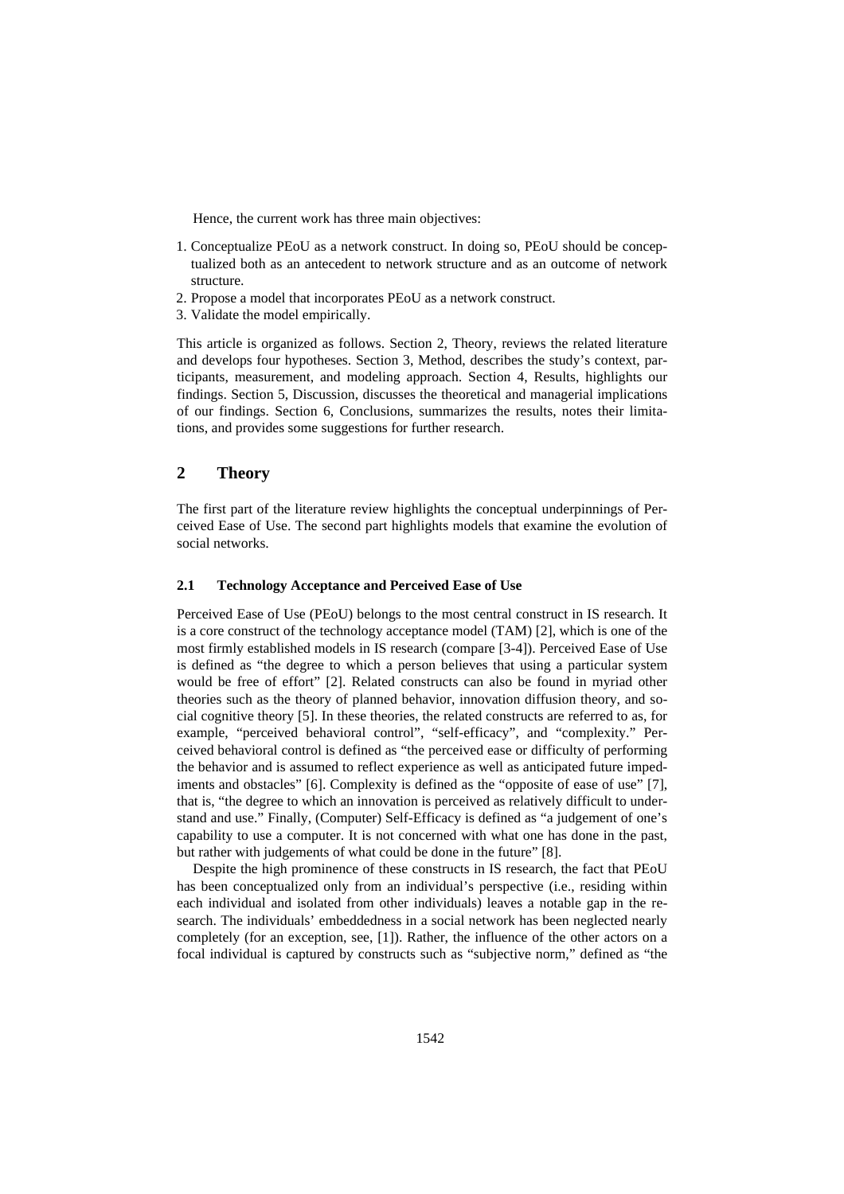Hence, the current work has three main objectives:

1. Conceptualize PEoU as a network construct. In doing so, PEoU should be conceptualized both as an antecedent to network structure and as an outcome of network structure.
2. Propose a model that incorporates PEoU as a network construct.
3. Validate the model empirically.

This article is organized as follows. Section 2, Theory, reviews the related literature and develops four hypotheses. Section 3, Method, describes the study's context, participants, measurement, and modeling approach. Section 4, Results, highlights our findings. Section 5, Discussion, discusses the theoretical and managerial implications of our findings. Section 6, Conclusions, summarizes the results, notes their limitations, and provides some suggestions for further research.

## 2 Theory

The first part of the literature review highlights the conceptual underpinnings of Perceived Ease of Use. The second part highlights models that examine the evolution of social networks.

### 2.1 Technology Acceptance and Perceived Ease of Use

Perceived Ease of Use (PEoU) belongs to the most central construct in IS research. It is a core construct of the technology acceptance model (TAM) [2], which is one of the most firmly established models in IS research (compare [3-4]). Perceived Ease of Use is defined as "the degree to which a person believes that using a particular system would be free of effort" [2]. Related constructs can also be found in myriad other theories such as the theory of planned behavior, innovation diffusion theory, and social cognitive theory [5]. In these theories, the related constructs are referred to as, for example, "perceived behavioral control", "self-efficacy", and "complexity." Perceived behavioral control is defined as "the perceived ease or difficulty of performing the behavior and is assumed to reflect experience as well as anticipated future impediments and obstacles" [6]. Complexity is defined as the "opposite of ease of use" [7], that is, "the degree to which an innovation is perceived as relatively difficult to understand and use." Finally, (Computer) Self-Efficacy is defined as "a judgement of one's capability to use a computer. It is not concerned with what one has done in the past, but rather with judgements of what could be done in the future" [8].

Despite the high prominence of these constructs in IS research, the fact that PEoU has been conceptualized only from an individual's perspective (i.e., residing within each individual and isolated from other individuals) leaves a notable gap in the research. The individuals' embeddedness in a social network has been neglected nearly completely (for an exception, see, [1]). Rather, the influence of the other actors on a focal individual is captured by constructs such as "subjective norm," defined as "the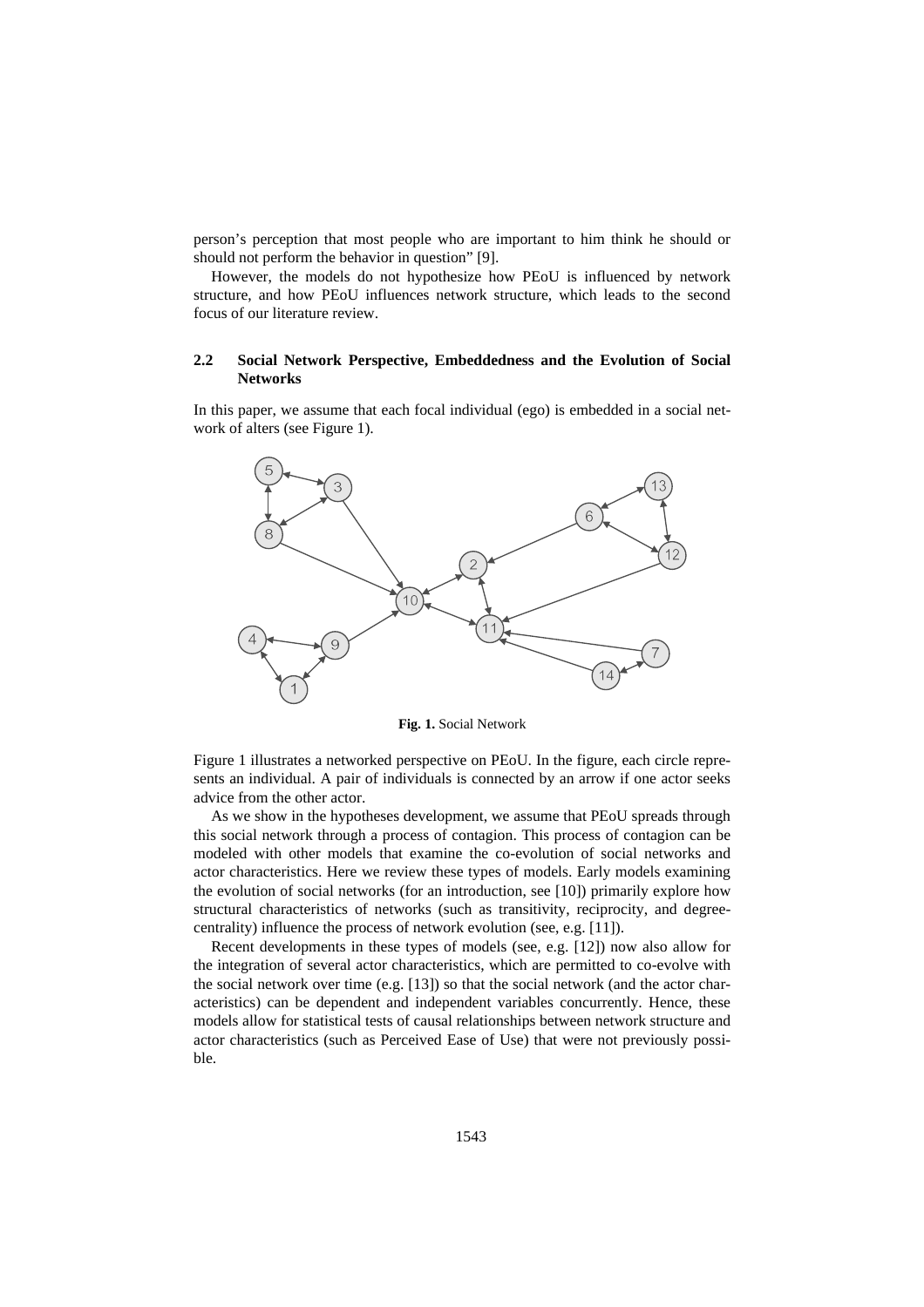person's perception that most people who are important to him think he should or should not perform the behavior in question" [9].

However, the models do not hypothesize how PEoU is influenced by network structure, and how PEoU influences network structure, which leads to the second focus of our literature review.

### 2.2 Social Network Perspective, Embeddedness and the Evolution of Social Networks

In this paper, we assume that each focal individual (ego) is embedded in a social network of alters (see Figure 1).

**Fig. 1.** Social Network

Figure 1 illustrates a networked perspective on PEoU. In the figure, each circle represents an individual. A pair of individuals is connected by an arrow if one actor seeks advice from the other actor.

As we show in the hypotheses development, we assume that PEoU spreads through this social network through a process of contagion. This process of contagion can be modeled with other models that examine the co-evolution of social networks and actor characteristics. Here we review these types of models. Early models examining the evolution of social networks (for an introduction, see [10]) primarily explore how structural characteristics of networks (such as transitivity, reciprocity, and degree-centrality) influence the process of network evolution (see, e.g. [11]).

Recent developments in these types of models (see, e.g. [12]) now also allow for the integration of several actor characteristics, which are permitted to co-evolve with the social network over time (e.g. [13]) so that the social network (and the actor characteristics) can be dependent and independent variables concurrently. Hence, these models allow for statistical tests of causal relationships between network structure and actor characteristics (such as Perceived Ease of Use) that were not previously possible.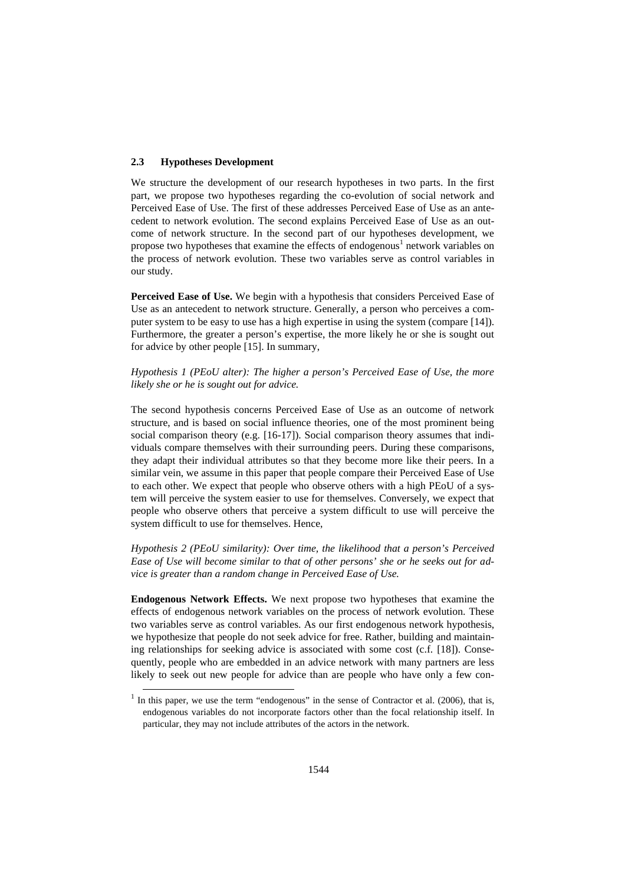### 2.3 Hypotheses Development

We structure the development of our research hypotheses in two parts. In the first part, we propose two hypotheses regarding the co-evolution of social network and Perceived Ease of Use. The first of these addresses Perceived Ease of Use as an antecedent to network evolution. The second explains Perceived Ease of Use as an outcome of network structure. In the second part of our hypotheses development, we propose two hypotheses that examine the effects of endogenous[1] network variables on the process of network evolution. These two variables serve as control variables in our study.

**Perceived Ease of Use.** We begin with a hypothesis that considers Perceived Ease of Use as an antecedent to network structure. Generally, a person who perceives a computer system to be easy to use has a high expertise in using the system (compare [14]). Furthermore, the greater a person's expertise, the more likely he or she is sought out for advice by other people [15]. In summary,

*Hypothesis 1 (PEoU alter): The higher a person's Perceived Ease of Use, the more likely she or he is sought out for advice.*

The second hypothesis concerns Perceived Ease of Use as an outcome of network structure, and is based on social influence theories, one of the most prominent being social comparison theory (e.g. [16-17]). Social comparison theory assumes that individuals compare themselves with their surrounding peers. During these comparisons, they adapt their individual attributes so that they become more like their peers. In a similar vein, we assume in this paper that people compare their Perceived Ease of Use to each other. We expect that people who observe others with a high PEoU of a system will perceive the system easier to use for themselves. Conversely, we expect that people who observe others that perceive a system difficult to use will perceive the system difficult to use for themselves. Hence,

*Hypothesis 2 (PEoU similarity): Over time, the likelihood that a person's Perceived Ease of Use will become similar to that of other persons' she or he seeks out for advice is greater than a random change in Perceived Ease of Use.*

**Endogenous Network Effects.** We next propose two hypotheses that examine the effects of endogenous network variables on the process of network evolution. These two variables serve as control variables. As our first endogenous network hypothesis, we hypothesize that people do not seek advice for free. Rather, building and maintaining relationships for seeking advice is associated with some cost (c.f. [18]). Consequently, people who are embedded in an advice network with many partners are less likely to seek out new people for advice than are people who have only a few con-

[1] In this paper, we use the term "endogenous" in the sense of Contractor et al. (2006), that is, endogenous variables do not incorporate factors other than the focal relationship itself. In particular, they may not include attributes of the actors in the network.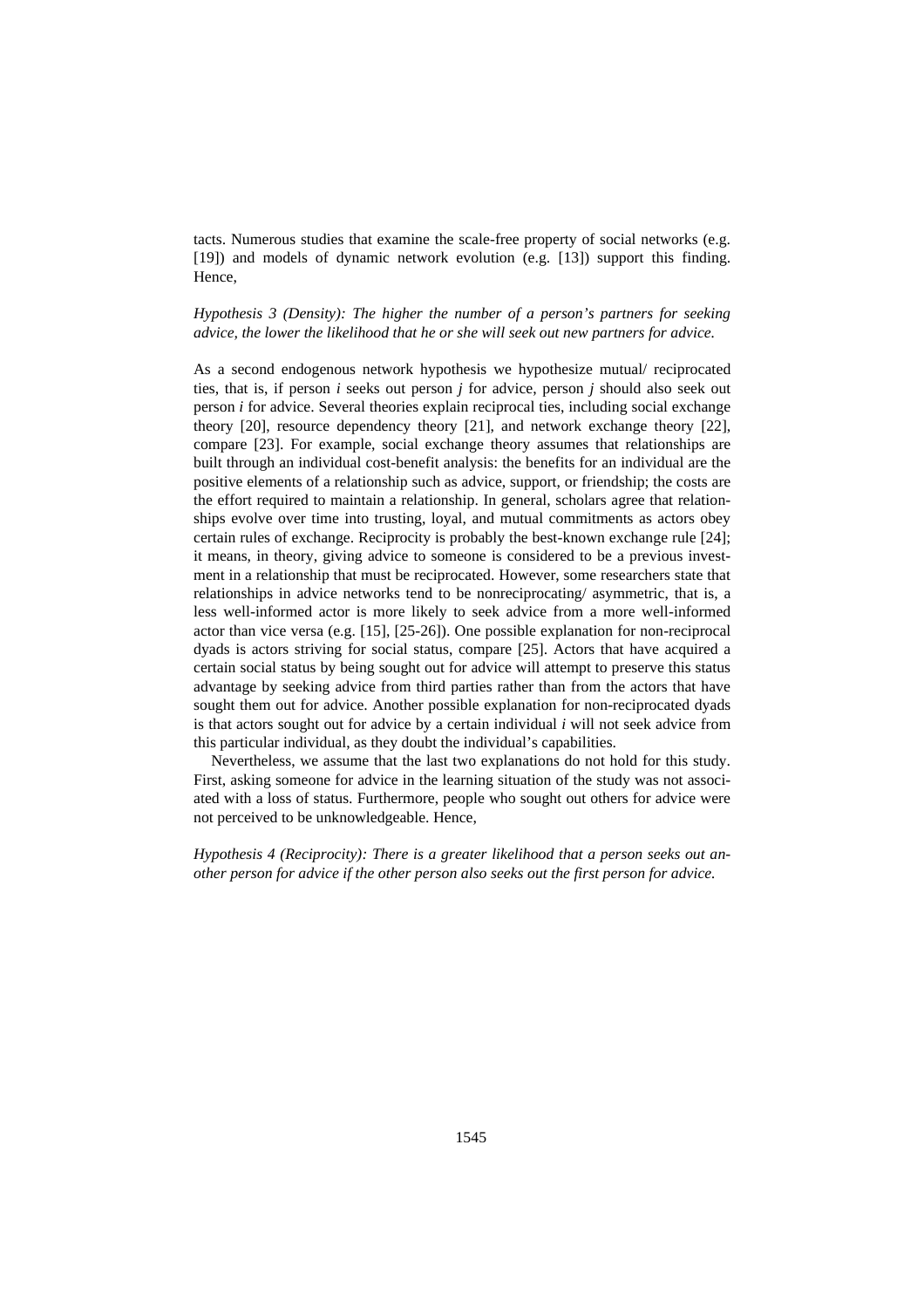tacts. Numerous studies that examine the scale-free property of social networks (e.g. [19]) and models of dynamic network evolution (e.g. [13]) support this finding. Hence,

*Hypothesis 3 (Density): The higher the number of a person's partners for seeking advice, the lower the likelihood that he or she will seek out new partners for advice.*

As a second endogenous network hypothesis we hypothesize mutual/ reciprocated ties, that is, if person *i* seeks out person *j* for advice, person *j* should also seek out person *i* for advice. Several theories explain reciprocal ties, including social exchange theory [20], resource dependency theory [21], and network exchange theory [22], compare [23]. For example, social exchange theory assumes that relationships are built through an individual cost-benefit analysis: the benefits for an individual are the positive elements of a relationship such as advice, support, or friendship; the costs are the effort required to maintain a relationship. In general, scholars agree that relationships evolve over time into trusting, loyal, and mutual commitments as actors obey certain rules of exchange. Reciprocity is probably the best-known exchange rule [24]; it means, in theory, giving advice to someone is considered to be a previous investment in a relationship that must be reciprocated. However, some researchers state that relationships in advice networks tend to be nonreciprocating/ asymmetric, that is, a less well-informed actor is more likely to seek advice from a more well-informed actor than vice versa (e.g. [15], [25-26]). One possible explanation for non-reciprocal dyads is actors striving for social status, compare [25]. Actors that have acquired a certain social status by being sought out for advice will attempt to preserve this status advantage by seeking advice from third parties rather than from the actors that have sought them out for advice. Another possible explanation for non-reciprocated dyads is that actors sought out for advice by a certain individual *i* will not seek advice from this particular individual, as they doubt the individual's capabilities.

Nevertheless, we assume that the last two explanations do not hold for this study. First, asking someone for advice in the learning situation of the study was not associated with a loss of status. Furthermore, people who sought out others for advice were not perceived to be unknowledgeable. Hence,

*Hypothesis 4 (Reciprocity): There is a greater likelihood that a person seeks out another person for advice if the other person also seeks out the first person for advice.*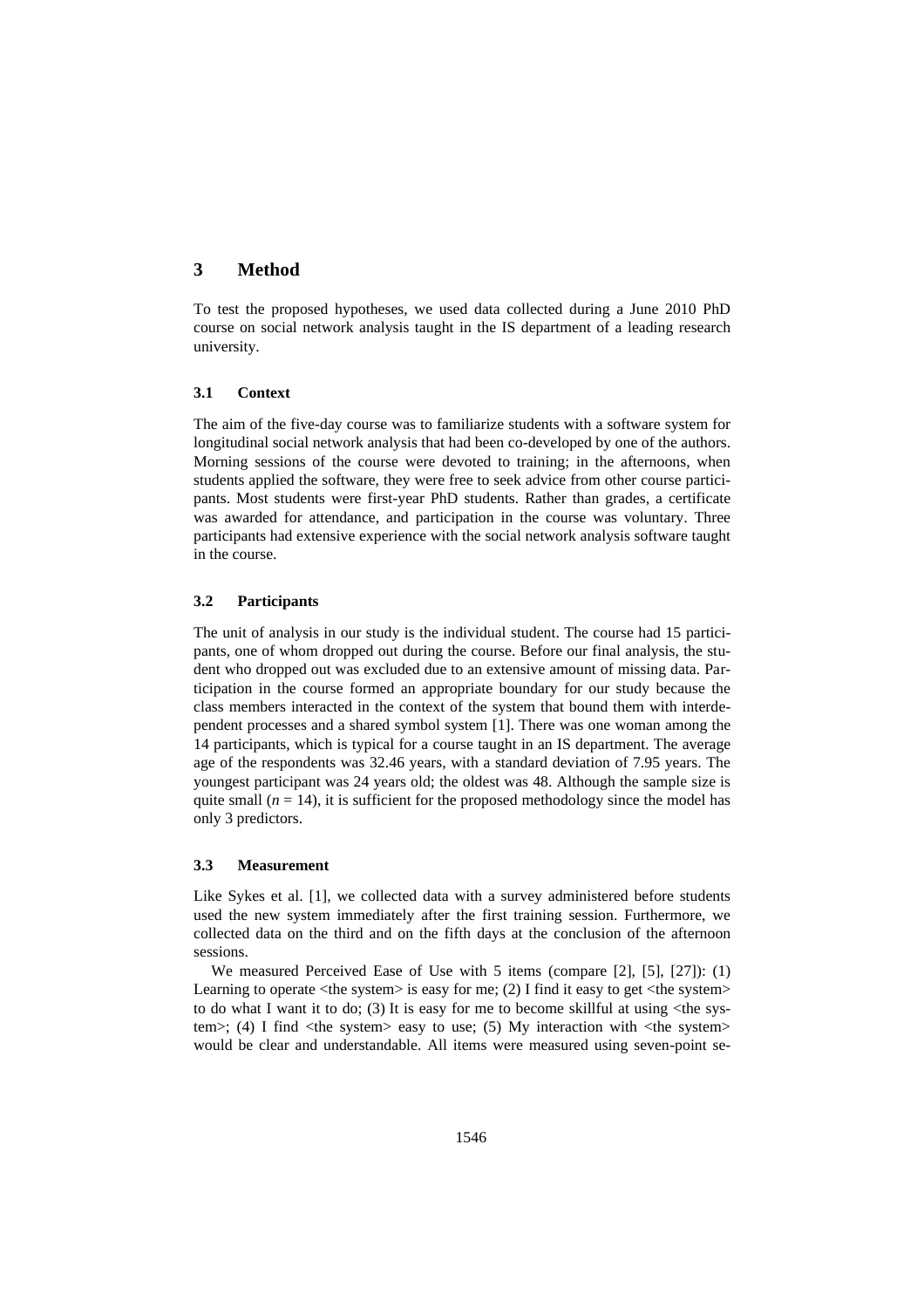## 3 Method

To test the proposed hypotheses, we used data collected during a June 2010 PhD course on social network analysis taught in the IS department of a leading research university.

### 3.1 Context

The aim of the five-day course was to familiarize students with a software system for longitudinal social network analysis that had been co-developed by one of the authors. Morning sessions of the course were devoted to training; in the afternoons, when students applied the software, they were free to seek advice from other course participants. Most students were first-year PhD students. Rather than grades, a certificate was awarded for attendance, and participation in the course was voluntary. Three participants had extensive experience with the social network analysis software taught in the course.

### 3.2 Participants

The unit of analysis in our study is the individual student. The course had 15 participants, one of whom dropped out during the course. Before our final analysis, the student who dropped out was excluded due to an extensive amount of missing data. Participation in the course formed an appropriate boundary for our study because the class members interacted in the context of the system that bound them with interdependent processes and a shared symbol system [1]. There was one woman among the 14 participants, which is typical for a course taught in an IS department. The average age of the respondents was 32.46 years, with a standard deviation of 7.95 years. The youngest participant was 24 years old; the oldest was 48. Although the sample size is quite small ($n = 14$), it is sufficient for the proposed methodology since the model has only 3 predictors.

### 3.3 Measurement

Like Sykes et al. [1], we collected data with a survey administered before students used the new system immediately after the first training session. Furthermore, we collected data on the third and on the fifth days at the conclusion of the afternoon sessions.

We measured Perceived Ease of Use with 5 items (compare [2], [5], [27]): (1) Learning to operate <the system> is easy for me; (2) I find it easy to get <the system> to do what I want it to do; (3) It is easy for me to become skillful at using <the system>; (4) I find <the system> easy to use; (5) My interaction with <the system> would be clear and understandable. All items were measured using seven-point se-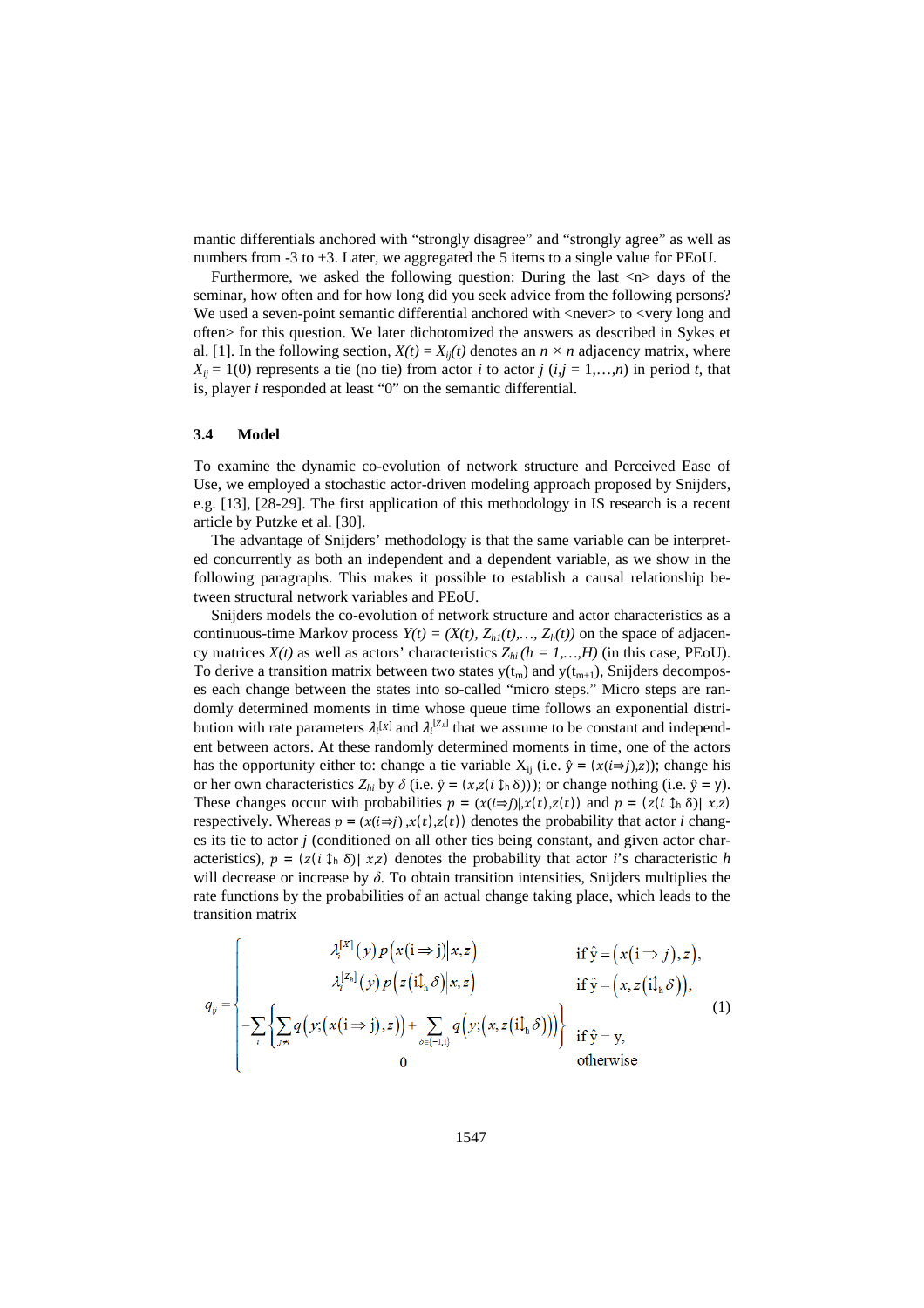mantic differentials anchored with “strongly disagree” and “strongly agree” as well as numbers from -3 to +3. Later, we aggregated the 5 items to a single value for PEoU.

Furthermore, we asked the following question: During the last <n> days of the seminar, how often and for how long did you seek advice from the following persons? We used a seven-point semantic differential anchored with <never> to <very long and often> for this question. We later dichotomized the answers as described in Sykes et al. [1]. In the following section, $X(t) = X_{ij}(t)$ denotes an $n \times n$ adjacency matrix, where $X_{ij} = 1(0)$ represents a tie (no tie) from actor $i$ to actor $j$ ($i,j = 1,\ldots,n$) in period $t$, that is, player $i$ responded at least “0” on the semantic differential.

### 3.4 Model

To examine the dynamic co-evolution of network structure and Perceived Ease of Use, we employed a stochastic actor-driven modeling approach proposed by Snijders, e.g. [13], [28-29]. The first application of this methodology in IS research is a recent article by Putzke et al. [30].

The advantage of Snijders’ methodology is that the same variable can be interpreted concurrently as both an independent and a dependent variable, as we show in the following paragraphs. This makes it possible to establish a causal relationship between structural network variables and PEoU.

Snijders models the co-evolution of network structure and actor characteristics as a continuous-time Markov process $Y(t) = (X(t), Z_{h1}(t),\ldots, Z_h(t))$ on the space of adjacency matrices $X(t)$ as well as actors’ characteristics $Z_{hi}$ ($h = 1,\ldots,H$) (in this case, PEoU). To derive a transition matrix between two states $y(t_m)$ and $y(t_{m+1})$, Snijders decomposes each change between the states into so-called “micro steps.” Micro steps are randomly determined moments in time whose queue time follows an exponential distribution with rate parameters $\lambda_i^{[X]}$ and $\lambda_i^{[Z_h]}$ that we assume to be constant and independent between actors. At these randomly determined moments in time, one of the actors has the opportunity either to: change a tie variable $X_{ij}$ (i.e. $\hat{y} = (x(i \Rightarrow j), z)$); change his or her own characteristics $Z_{hi}$ by $\delta$ (i.e. $\hat{y} = (x, z(i \updownarrow_h \delta))$); or change nothing (i.e. $\hat{y} = y$). These changes occur with probabilities $p = (x(i \Rightarrow j) | x(t), z(t))$ and $p = (z(i \updownarrow_h \delta) | x, z)$ respectively. Whereas $p = (x(i \Rightarrow j) | x(t), z(t))$ denotes the probability that actor $i$ changes its tie to actor $j$ (conditioned on all other ties being constant, and given actor characteristics), $p = (z(i \updownarrow_h \delta) | x, z)$ denotes the probability that actor $i$’s characteristic $h$ will decrease or increase by $\delta$. To obtain transition intensities, Snijders multiplies the rate functions by the probabilities of an actual change taking place, which leads to the transition matrix

$$
q_{ij} = \begin{cases}
\lambda_i^{[X]}(y)\, p\left(x(i \Rightarrow j) \middle| x, z\right) & \text{if } \hat{y} = \left(x(i \Rightarrow j), z\right), \\
\lambda_i^{[Z_h]}(y)\, p\left(z(i \updownarrow_h \delta) \middle| x, z\right) & \text{if } \hat{y} = \left(x, z(i \updownarrow_h \delta)\right), \\
-\sum_i \left\{ \sum_{j \neq i} q\left(y; \left(x(i \Rightarrow j), z\right)\right) + \sum_{\delta \in \{-1,1\}} q\left(y; \left(x, z(i \updownarrow_h \delta)\right)\right) \right\} & \text{if } \hat{y} = y, \\
0 & \text{otherwise}
\end{cases} \tag{1}
$$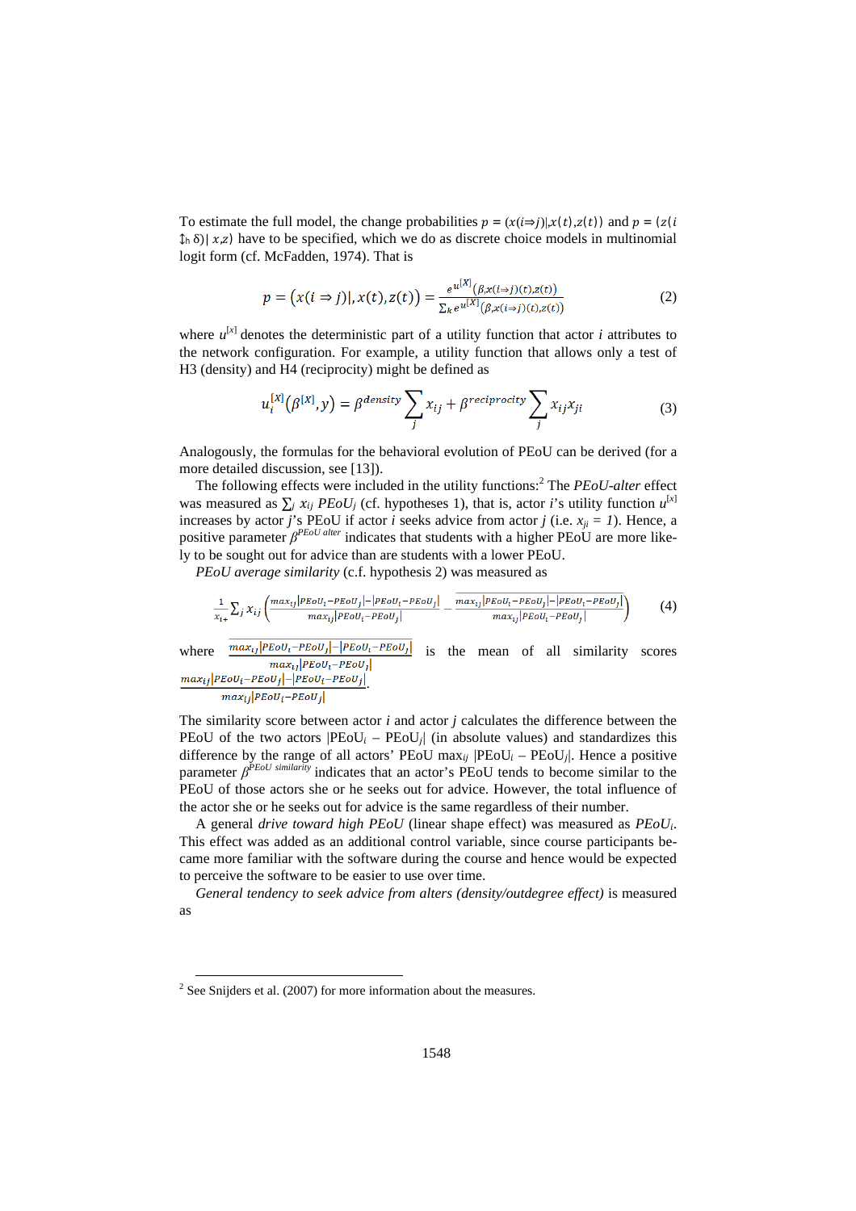To estimate the full model, the change probabilities $p = (x(i \Rightarrow j)|x(t), z(t))$ and $p = (z(i \updownarrow_h \delta)|\, x, z)$ have to be specified, which we do as discrete choice models in multinomial logit form (cf. McFadden, 1974). That is

$$p = \left(x(i \Rightarrow j)|, x(t), z(t)\right) = \frac{e^{u^{[X]}}(\beta, x(i \Rightarrow j)(t), z(t))}{\sum_k e^{u^{[X]}}(\beta, x(i \Rightarrow j)(t), z(t))} \tag{2}$$

where $u^{[x]}$ denotes the deterministic part of a utility function that actor $i$ attributes to the network configuration. For example, a utility function that allows only a test of H3 (density) and H4 (reciprocity) might be defined as

$$u_i^{[X]}(\beta^{[X]}, y) = \beta^{density} \sum_j x_{ij} + \beta^{reciprocity} \sum_j x_{ij} x_{ji} \tag{3}$$

Analogously, the formulas for the behavioral evolution of PEoU can be derived (for a more detailed discussion, see [13]).

The following effects were included in the utility functions:[2] The *PEoU-alter* effect was measured as $\sum_j x_{ij}\, PEoU_j$ (cf. hypotheses 1), that is, actor $i$'s utility function $u^{[x]}$ increases by actor $j$'s PEoU if actor $i$ seeks advice from actor $j$ (i.e. $x_{ji} = 1$). Hence, a positive parameter $\beta^{PEoU\ alter}$ indicates that students with a higher PEoU are more likely to be sought out for advice than are students with a lower PEoU.

*PEoU average similarity* (c.f. hypothesis 2) was measured as

$$\frac{1}{x_{i+}} \sum_j x_{ij} \left( \frac{max_{ij}|PEoU_i - PEoU_j| - |PEoU_i - PEoU_j|}{max_{ij}|PEoU_i - PEoU_j|} - \overline{\frac{max_{ij}|PEoU_i - PEoU_j| - |PEoU_i - PEoU_j|}{max_{ij}|PEoU_i - PEoU_j|}} \right) \tag{4}$$

where $\overline{\frac{max_{ij}|PEoU_i - PEoU_j| - |PEoU_i - PEoU_j|}{max_{ij}|PEoU_i - PEoU_j|}}$ is the mean of all similarity scores $\frac{max_{ij}|PEoU_i - PEoU_j| - |PEoU_i - PEoU_j|}{max_{ij}|PEoU_i - PEoU_j|}$.

The similarity score between actor $i$ and actor $j$ calculates the difference between the PEoU of the two actors $|PEoU_i - PEoU_j|$ (in absolute values) and standardizes this difference by the range of all actors' PEoU $max_{ij}\, |PEoU_i - PEoU_j|$. Hence a positive parameter $\beta^{PEoU\ similarity}$ indicates that an actor's PEoU tends to become similar to the PEoU of those actors she or he seeks out for advice. However, the total influence of the actor she or he seeks out for advice is the same regardless of their number.

A general *drive toward high PEoU* (linear shape effect) was measured as $PEoU_i$. This effect was added as an additional control variable, since course participants became more familiar with the software during the course and hence would be expected to perceive the software to be easier to use over time.

*General tendency to seek advice from alters (density/outdegree effect)* is measured as

---

[2] See Snijders et al. (2007) for more information about the measures.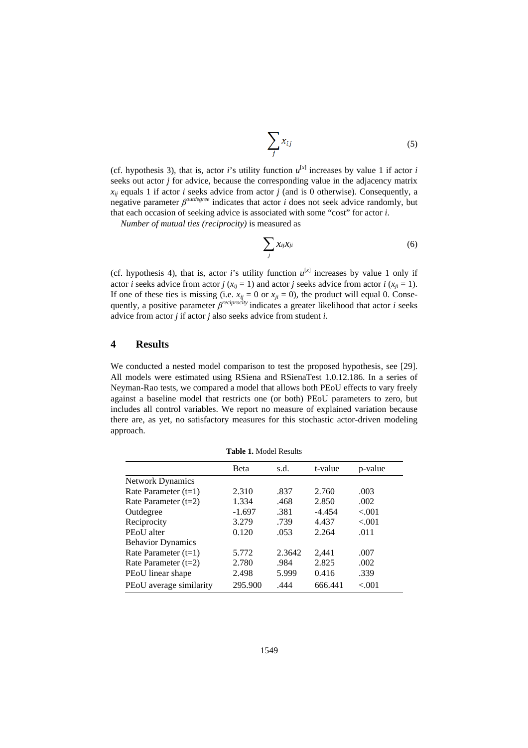$$\sum_{j} x_{ij} \tag{5}$$

(cf. hypothesis 3), that is, actor *i*'s utility function $u^{[x]}$ increases by value 1 if actor *i* seeks out actor *j* for advice, because the corresponding value in the adjacency matrix $x_{ij}$ equals 1 if actor *i* seeks advice from actor *j* (and is 0 otherwise). Consequently, a negative parameter $\beta^{outdegree}$ indicates that actor *i* does not seek advice randomly, but that each occasion of seeking advice is associated with some "cost" for actor *i*.

*Number of mutual ties (reciprocity)* is measured as

$$\sum_{j} x_{ij} x_{ji} \tag{6}$$

(cf. hypothesis 4), that is, actor *i*'s utility function $u^{[x]}$ increases by value 1 only if actor *i* seeks advice from actor *j* ($x_{ij} = 1$) and actor *j* seeks advice from actor *i* ($x_{ji} = 1$). If one of these ties is missing (i.e. $x_{ij} = 0$ or $x_{ji} = 0$), the product will equal 0. Consequently, a positive parameter $\beta^{reciprocity}$ indicates a greater likelihood that actor *i* seeks advice from actor *j* if actor *j* also seeks advice from student *i*.

# 4 Results

We conducted a nested model comparison to test the proposed hypothesis, see [29]. All models were estimated using RSiena and RSienaTest 1.0.12.186. In a series of Neyman-Rao tests, we compared a model that allows both PEoU effects to vary freely against a baseline model that restricts one (or both) PEoU parameters to zero, but includes all control variables. We report no measure of explained variation because there are, as yet, no satisfactory measures for this stochastic actor-driven modeling approach.

**Table 1.** Model Results

| | Beta | s.d. | t-value | p-value |
|---|---|---|---|---|
| Network Dynamics | | | | |
| Rate Parameter (t=1) | 2.310 | .837 | 2.760 | .003 |
| Rate Parameter (t=2) | 1.334 | .468 | 2.850 | .002 |
| Outdegree | -1.697 | .381 | -4.454 | <.001 |
| Reciprocity | 3.279 | .739 | 4.437 | <.001 |
| PEoU alter | 0.120 | .053 | 2.264 | .011 |
| Behavior Dynamics | | | | |
| Rate Parameter (t=1) | 5.772 | 2.3642 | 2,441 | .007 |
| Rate Parameter (t=2) | 2.780 | .984 | 2.825 | .002 |
| PEoU linear shape | 2.498 | 5.999 | 0.416 | .339 |
| PEoU average similarity | 295.900 | .444 | 666.441 | <.001 |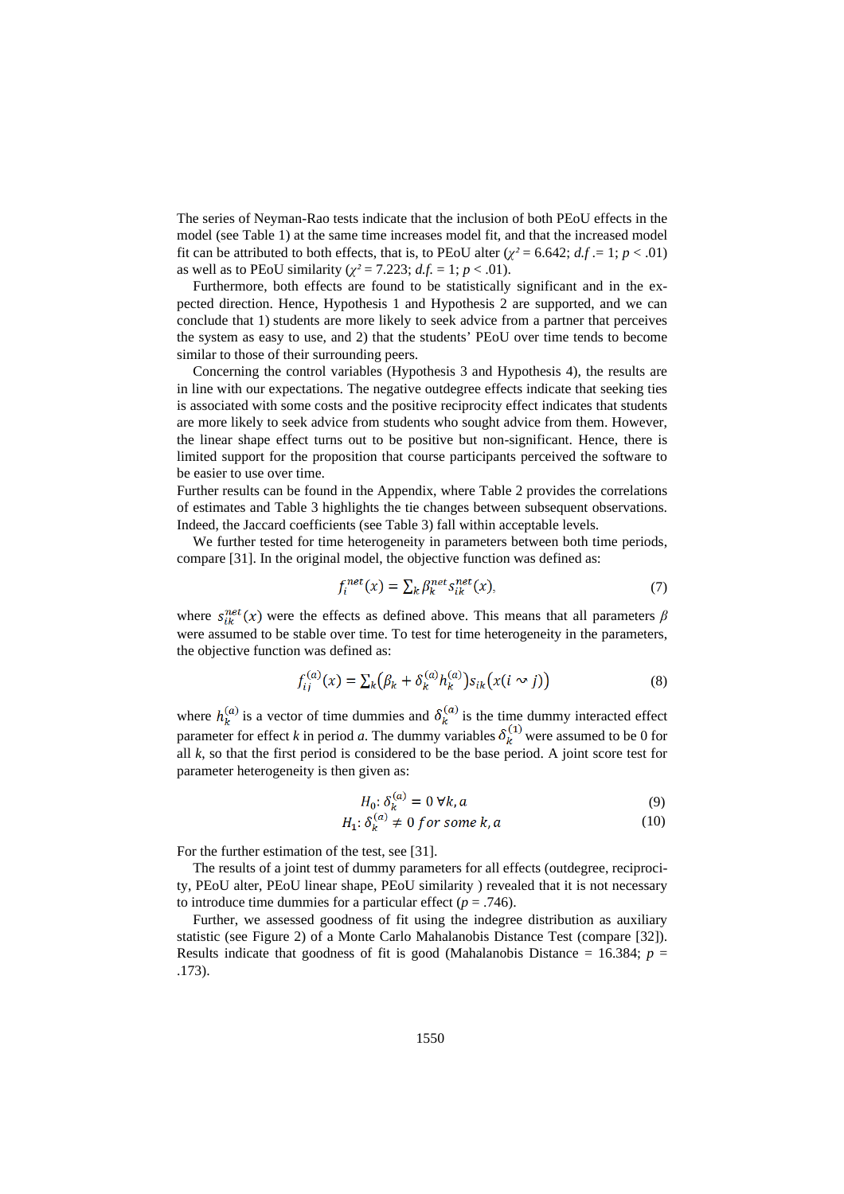The series of Neyman-Rao tests indicate that the inclusion of both PEoU effects in the model (see Table 1) at the same time increases model fit, and that the increased model fit can be attributed to both effects, that is, to PEoU alter ($\chi^2 = 6.642$; *d.f* .= 1; $p < .01$) as well as to PEoU similarity ($\chi^2 = 7.223$; *d.f.* = 1; $p < .01$).

Furthermore, both effects are found to be statistically significant and in the expected direction. Hence, Hypothesis 1 and Hypothesis 2 are supported, and we can conclude that 1) students are more likely to seek advice from a partner that perceives the system as easy to use, and 2) that the students' PEoU over time tends to become similar to those of their surrounding peers.

Concerning the control variables (Hypothesis 3 and Hypothesis 4), the results are in line with our expectations. The negative outdegree effects indicate that seeking ties is associated with some costs and the positive reciprocity effect indicates that students are more likely to seek advice from students who sought advice from them. However, the linear shape effect turns out to be positive but non-significant. Hence, there is limited support for the proposition that course participants perceived the software to be easier to use over time.

Further results can be found in the Appendix, where Table 2 provides the correlations of estimates and Table 3 highlights the tie changes between subsequent observations. Indeed, the Jaccard coefficients (see Table 3) fall within acceptable levels.

We further tested for time heterogeneity in parameters between both time periods, compare [31]. In the original model, the objective function was defined as:

$$f_i^{net}(x) = \sum_k \beta_k^{net} s_{ik}^{net}(x), \tag{7}$$

where $s_{ik}^{net}(x)$ were the effects as defined above. This means that all parameters $\beta$ were assumed to be stable over time. To test for time heterogeneity in the parameters, the objective function was defined as:

$$f_{ij}^{(a)}(x) = \sum_k \left(\beta_k + \delta_k^{(a)} h_k^{(a)}\right) s_{ik}\left(x(i \leadsto j)\right) \tag{8}$$

where $h_k^{(a)}$ is a vector of time dummies and $\delta_k^{(a)}$ is the time dummy interacted effect parameter for effect *k* in period *a*. The dummy variables $\delta_k^{(1)}$ were assumed to be 0 for all *k*, so that the first period is considered to be the base period. A joint score test for parameter heterogeneity is then given as:

$$H_0: \delta_k^{(a)} = 0 \; \forall k, a \tag{9}$$

$$H_1: \delta_k^{(a)} \neq 0 \; for \; some \; k, a \tag{10}$$

For the further estimation of the test, see [31].

The results of a joint test of dummy parameters for all effects (outdegree, reciprocity, PEoU alter, PEoU linear shape, PEoU similarity ) revealed that it is not necessary to introduce time dummies for a particular effect ($p = .746$).

Further, we assessed goodness of fit using the indegree distribution as auxiliary statistic (see Figure 2) of a Monte Carlo Mahalanobis Distance Test (compare [32]). Results indicate that goodness of fit is good (Mahalanobis Distance = 16.384; $p = .173$).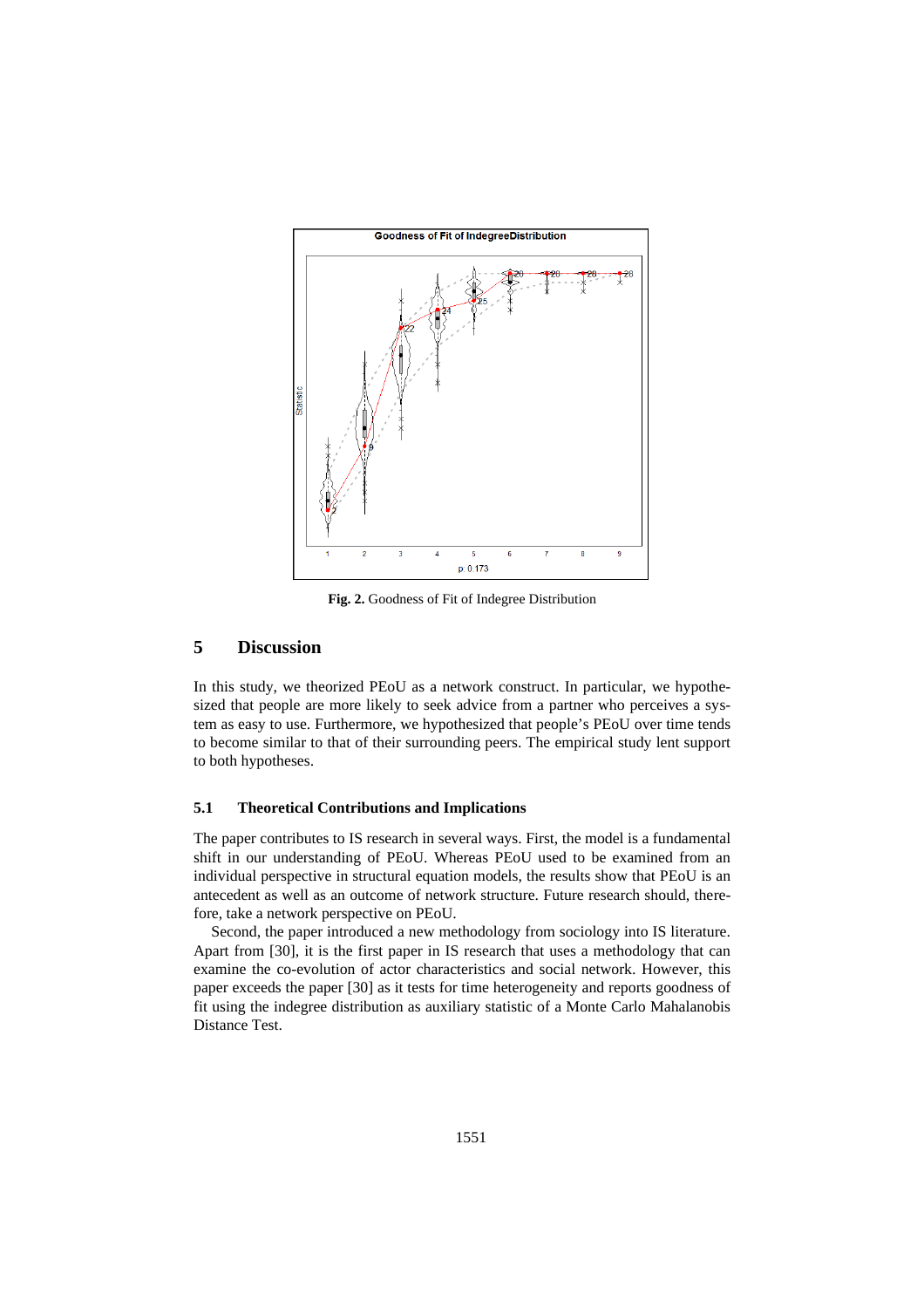**Fig. 2.** Goodness of Fit of Indegree Distribution

## 5 Discussion

In this study, we theorized PEoU as a network construct. In particular, we hypothesized that people are more likely to seek advice from a partner who perceives a system as easy to use. Furthermore, we hypothesized that people's PEoU over time tends to become similar to that of their surrounding peers. The empirical study lent support to both hypotheses.

### 5.1 Theoretical Contributions and Implications

The paper contributes to IS research in several ways. First, the model is a fundamental shift in our understanding of PEoU. Whereas PEoU used to be examined from an individual perspective in structural equation models, the results show that PEoU is an antecedent as well as an outcome of network structure. Future research should, therefore, take a network perspective on PEoU.

Second, the paper introduced a new methodology from sociology into IS literature. Apart from [30], it is the first paper in IS research that uses a methodology that can examine the co-evolution of actor characteristics and social network. However, this paper exceeds the paper [30] as it tests for time heterogeneity and reports goodness of fit using the indegree distribution as auxiliary statistic of a Monte Carlo Mahalanobis Distance Test.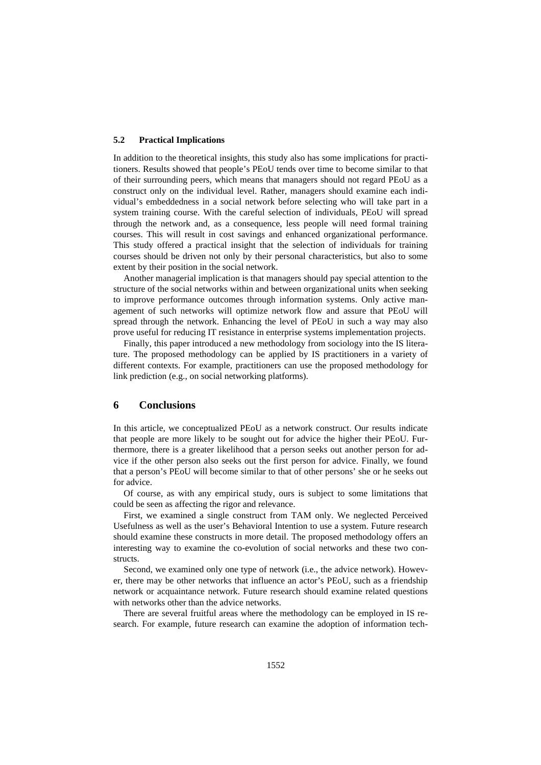### 5.2 Practical Implications

In addition to the theoretical insights, this study also has some implications for practitioners. Results showed that people's PEoU tends over time to become similar to that of their surrounding peers, which means that managers should not regard PEoU as a construct only on the individual level. Rather, managers should examine each individual's embeddedness in a social network before selecting who will take part in a system training course. With the careful selection of individuals, PEoU will spread through the network and, as a consequence, less people will need formal training courses. This will result in cost savings and enhanced organizational performance. This study offered a practical insight that the selection of individuals for training courses should be driven not only by their personal characteristics, but also to some extent by their position in the social network.

Another managerial implication is that managers should pay special attention to the structure of the social networks within and between organizational units when seeking to improve performance outcomes through information systems. Only active management of such networks will optimize network flow and assure that PEoU will spread through the network. Enhancing the level of PEoU in such a way may also prove useful for reducing IT resistance in enterprise systems implementation projects.

Finally, this paper introduced a new methodology from sociology into the IS literature. The proposed methodology can be applied by IS practitioners in a variety of different contexts. For example, practitioners can use the proposed methodology for link prediction (e.g., on social networking platforms).

## 6 Conclusions

In this article, we conceptualized PEoU as a network construct. Our results indicate that people are more likely to be sought out for advice the higher their PEoU. Furthermore, there is a greater likelihood that a person seeks out another person for advice if the other person also seeks out the first person for advice. Finally, we found that a person's PEoU will become similar to that of other persons' she or he seeks out for advice.

Of course, as with any empirical study, ours is subject to some limitations that could be seen as affecting the rigor and relevance.

First, we examined a single construct from TAM only. We neglected Perceived Usefulness as well as the user's Behavioral Intention to use a system. Future research should examine these constructs in more detail. The proposed methodology offers an interesting way to examine the co-evolution of social networks and these two constructs.

Second, we examined only one type of network (i.e., the advice network). However, there may be other networks that influence an actor's PEoU, such as a friendship network or acquaintance network. Future research should examine related questions with networks other than the advice networks.

There are several fruitful areas where the methodology can be employed in IS research. For example, future research can examine the adoption of information tech-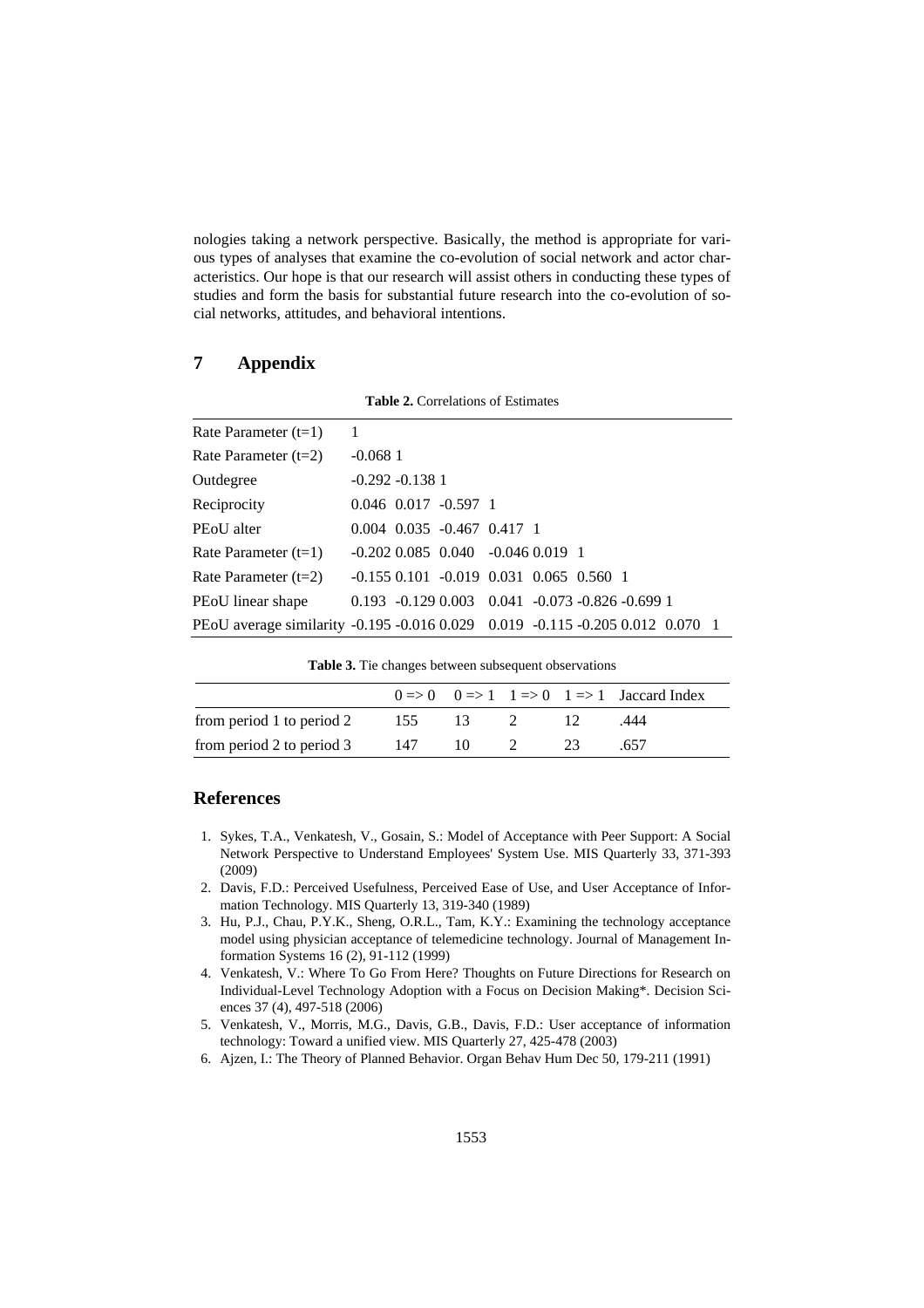nologies taking a network perspective. Basically, the method is appropriate for various types of analyses that examine the co-evolution of social network and actor characteristics. Our hope is that our research will assist others in conducting these types of studies and form the basis for substantial future research into the co-evolution of social networks, attitudes, and behavioral intentions.

## 7 Appendix

**Table 2.** Correlations of Estimates

| | | | | | | | | | |
|---|---|---|---|---|---|---|---|---|---|
| Rate Parameter (t=1) | 1 | | | | | | | | |
| Rate Parameter (t=2) | -0.068 | 1 | | | | | | | |
| Outdegree | -0.292 | -0.138 | 1 | | | | | | |
| Reciprocity | 0.046 | 0.017 | -0.597 | 1 | | | | | |
| PEoU alter | 0.004 | 0.035 | -0.467 | 0.417 | 1 | | | | |
| Rate Parameter (t=1) | -0.202 | 0.085 | 0.040 | -0.046 | 0.019 | 1 | | | |
| Rate Parameter (t=2) | -0.155 | 0.101 | -0.019 | 0.031 | 0.065 | 0.560 | 1 | | |
| PEoU linear shape | 0.193 | -0.129 | 0.003 | 0.041 | -0.073 | -0.826 | -0.699 | 1 | |
| PEoU average similarity | -0.195 | -0.016 | 0.029 | 0.019 | -0.115 | -0.205 | 0.012 | 0.070 | 1 |

**Table 3.** Tie changes between subsequent observations

| | 0 => 0 | 0 => 1 | 1 => 0 | 1 => 1 | Jaccard Index |
|---|---|---|---|---|---|
| from period 1 to period 2 | 155 | 13 | 2 | 12 | .444 |
| from period 2 to period 3 | 147 | 10 | 2 | 23 | .657 |

## References

1. Sykes, T.A., Venkatesh, V., Gosain, S.: Model of Acceptance with Peer Support: A Social Network Perspective to Understand Employees' System Use. MIS Quarterly 33, 371-393 (2009)
2. Davis, F.D.: Perceived Usefulness, Perceived Ease of Use, and User Acceptance of Information Technology. MIS Quarterly 13, 319-340 (1989)
3. Hu, P.J., Chau, P.Y.K., Sheng, O.R.L., Tam, K.Y.: Examining the technology acceptance model using physician acceptance of telemedicine technology. Journal of Management Information Systems 16 (2), 91-112 (1999)
4. Venkatesh, V.: Where To Go From Here? Thoughts on Future Directions for Research on Individual-Level Technology Adoption with a Focus on Decision Making*. Decision Sciences 37 (4), 497-518 (2006)
5. Venkatesh, V., Morris, M.G., Davis, G.B., Davis, F.D.: User acceptance of information technology: Toward a unified view. MIS Quarterly 27, 425-478 (2003)
6. Ajzen, I.: The Theory of Planned Behavior. Organ Behav Hum Dec 50, 179-211 (1991)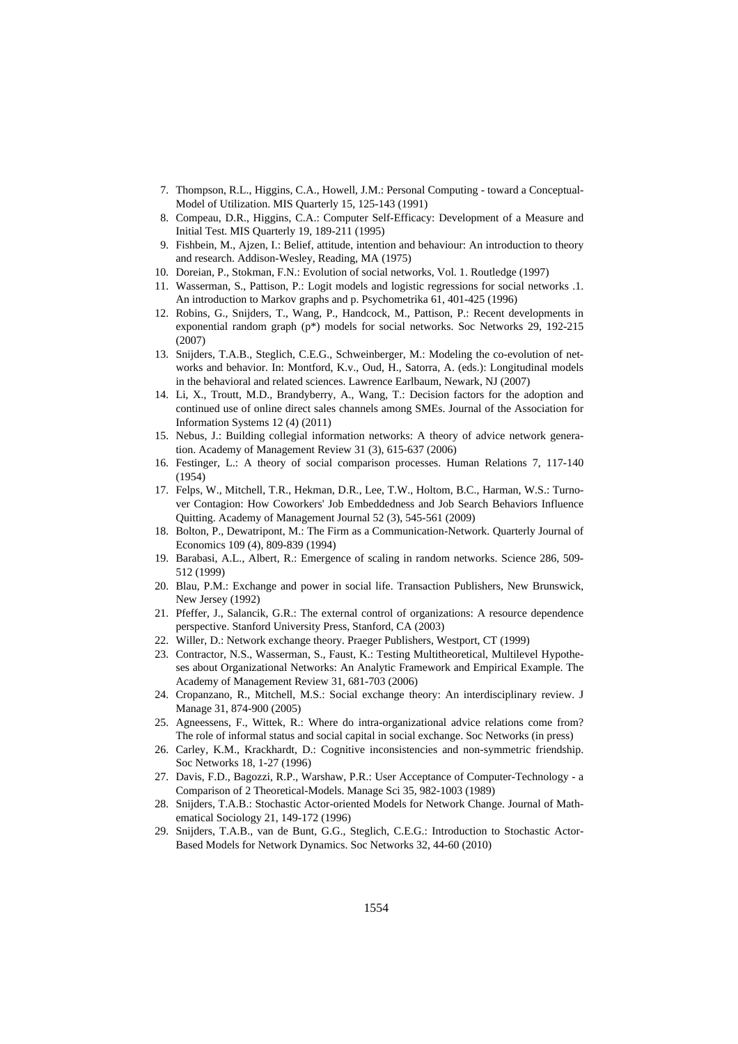7. Thompson, R.L., Higgins, C.A., Howell, J.M.: Personal Computing - toward a Conceptual-Model of Utilization. MIS Quarterly 15, 125-143 (1991)
8. Compeau, D.R., Higgins, C.A.: Computer Self-Efficacy: Development of a Measure and Initial Test. MIS Quarterly 19, 189-211 (1995)
9. Fishbein, M., Ajzen, I.: Belief, attitude, intention and behaviour: An introduction to theory and research. Addison-Wesley, Reading, MA (1975)
10. Doreian, P., Stokman, F.N.: Evolution of social networks, Vol. 1. Routledge (1997)
11. Wasserman, S., Pattison, P.: Logit models and logistic regressions for social networks .1. An introduction to Markov graphs and p. Psychometrika 61, 401-425 (1996)
12. Robins, G., Snijders, T., Wang, P., Handcock, M., Pattison, P.: Recent developments in exponential random graph (p*) models for social networks. Soc Networks 29, 192-215 (2007)
13. Snijders, T.A.B., Steglich, C.E.G., Schweinberger, M.: Modeling the co-evolution of networks and behavior. In: Montford, K.v., Oud, H., Satorra, A. (eds.): Longitudinal models in the behavioral and related sciences. Lawrence Earlbaum, Newark, NJ (2007)
14. Li, X., Troutt, M.D., Brandyberry, A., Wang, T.: Decision factors for the adoption and continued use of online direct sales channels among SMEs. Journal of the Association for Information Systems 12 (4) (2011)
15. Nebus, J.: Building collegial information networks: A theory of advice network generation. Academy of Management Review 31 (3), 615-637 (2006)
16. Festinger, L.: A theory of social comparison processes. Human Relations 7, 117-140 (1954)
17. Felps, W., Mitchell, T.R., Hekman, D.R., Lee, T.W., Holtom, B.C., Harman, W.S.: Turnover Contagion: How Coworkers' Job Embeddedness and Job Search Behaviors Influence Quitting. Academy of Management Journal 52 (3), 545-561 (2009)
18. Bolton, P., Dewatripont, M.: The Firm as a Communication-Network. Quarterly Journal of Economics 109 (4), 809-839 (1994)
19. Barabasi, A.L., Albert, R.: Emergence of scaling in random networks. Science 286, 509-512 (1999)
20. Blau, P.M.: Exchange and power in social life. Transaction Publishers, New Brunswick, New Jersey (1992)
21. Pfeffer, J., Salancik, G.R.: The external control of organizations: A resource dependence perspective. Stanford University Press, Stanford, CA (2003)
22. Willer, D.: Network exchange theory. Praeger Publishers, Westport, CT (1999)
23. Contractor, N.S., Wasserman, S., Faust, K.: Testing Multitheoretical, Multilevel Hypotheses about Organizational Networks: An Analytic Framework and Empirical Example. The Academy of Management Review 31, 681-703 (2006)
24. Cropanzano, R., Mitchell, M.S.: Social exchange theory: An interdisciplinary review. J Manage 31, 874-900 (2005)
25. Agneessens, F., Wittek, R.: Where do intra-organizational advice relations come from? The role of informal status and social capital in social exchange. Soc Networks (in press)
26. Carley, K.M., Krackhardt, D.: Cognitive inconsistencies and non-symmetric friendship. Soc Networks 18, 1-27 (1996)
27. Davis, F.D., Bagozzi, R.P., Warshaw, P.R.: User Acceptance of Computer-Technology - a Comparison of 2 Theoretical-Models. Manage Sci 35, 982-1003 (1989)
28. Snijders, T.A.B.: Stochastic Actor-oriented Models for Network Change. Journal of Mathematical Sociology 21, 149-172 (1996)
29. Snijders, T.A.B., van de Bunt, G.G., Steglich, C.E.G.: Introduction to Stochastic Actor-Based Models for Network Dynamics. Soc Networks 32, 44-60 (2010)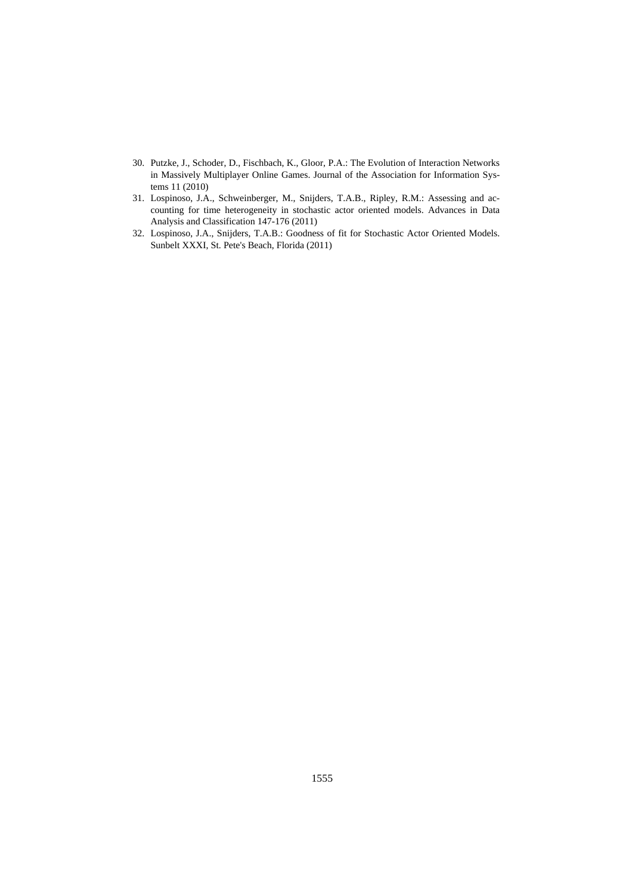30. Putzke, J., Schoder, D., Fischbach, K., Gloor, P.A.: The Evolution of Interaction Networks in Massively Multiplayer Online Games. Journal of the Association for Information Systems 11 (2010)
31. Lospinoso, J.A., Schweinberger, M., Snijders, T.A.B., Ripley, R.M.: Assessing and accounting for time heterogeneity in stochastic actor oriented models. Advances in Data Analysis and Classification 147-176 (2011)
32. Lospinoso, J.A., Snijders, T.A.B.: Goodness of fit for Stochastic Actor Oriented Models. Sunbelt XXXI, St. Pete's Beach, Florida (2011)